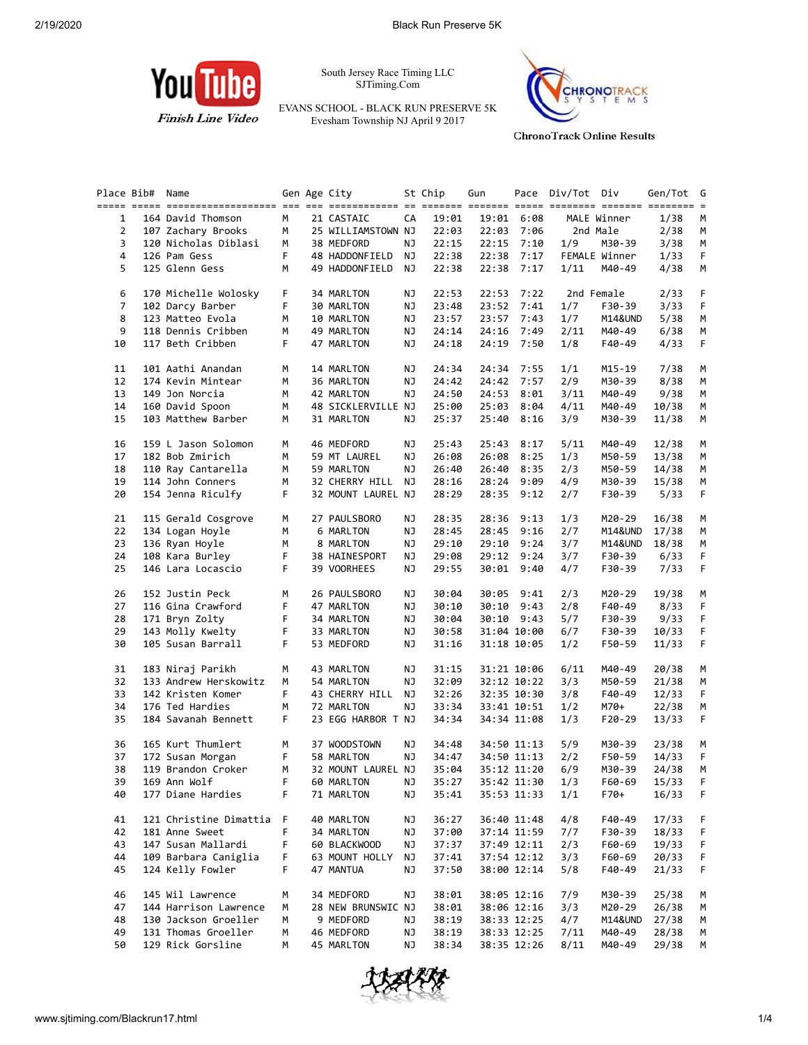South Jersey Race Timing LLC
SJTiming.Com

EVANS SCHOOL - BLACK RUN PRESERVE 5K
Evesham Township NJ April 9 2017

Finish Line Video

ChronoTrack Online Results

| Place | Bib# | Name | Gen | Age | City | St | Chip | Gun | Pace | Div/Tot | Div | Gen/Tot | G |
|---|---|---|---|---|---|---|---|---|---|---|---|---|---|
| 1 | 164 | David Thomson | M | 21 | CASTAIC | CA | 19:01 | 19:01 | 6:08 | MALE Winner | | 1/38 | M |
| 2 | 107 | Zachary Brooks | M | 25 | WILLIAMSTOWN | NJ | 22:03 | 22:03 | 7:06 | 2nd Male | | 2/38 | M |
| 3 | 120 | Nicholas Diblasi | M | 38 | MEDFORD | NJ | 22:15 | 22:15 | 7:10 | 1/9 | M30-39 | 3/38 | M |
| 4 | 126 | Pam Gess | F | 48 | HADDONFIELD | NJ | 22:38 | 22:38 | 7:17 | FEMALE Winner | | 1/33 | F |
| 5 | 125 | Glenn Gess | M | 49 | HADDONFIELD | NJ | 22:38 | 22:38 | 7:17 | 1/11 | M40-49 | 4/38 | M |
| 6 | 170 | Michelle Wolosky | F | 34 | MARLTON | NJ | 22:53 | 22:53 | 7:22 | 2nd Female | | 2/33 | F |
| 7 | 102 | Darcy Barber | F | 30 | MARLTON | NJ | 23:48 | 23:52 | 7:41 | 1/7 | F30-39 | 3/33 | F |
| 8 | 123 | Matteo Evola | M | 10 | MARLTON | NJ | 23:57 | 23:57 | 7:43 | 1/7 | M14&UND | 5/38 | M |
| 9 | 118 | Dennis Cribben | M | 49 | MARLTON | NJ | 24:14 | 24:16 | 7:49 | 2/11 | M40-49 | 6/38 | M |
| 10 | 117 | Beth Cribben | F | 47 | MARLTON | NJ | 24:18 | 24:19 | 7:50 | 1/8 | F40-49 | 4/33 | F |
| 11 | 101 | Aathi Anandan | M | 14 | MARLTON | NJ | 24:34 | 24:34 | 7:55 | 1/1 | M15-19 | 7/38 | M |
| 12 | 174 | Kevin Mintear | M | 36 | MARLTON | NJ | 24:42 | 24:42 | 7:57 | 2/9 | M30-39 | 8/38 | M |
| 13 | 149 | Jon Norcia | M | 42 | MARLTON | NJ | 24:50 | 24:53 | 8:01 | 3/11 | M40-49 | 9/38 | M |
| 14 | 160 | David Spoon | M | 48 | SICKLERVILLE | NJ | 25:00 | 25:03 | 8:04 | 4/11 | M40-49 | 10/38 | M |
| 15 | 103 | Matthew Barber | M | 31 | MARLTON | NJ | 25:37 | 25:40 | 8:16 | 3/9 | M30-39 | 11/38 | M |
| 16 | 159 | L Jason Solomon | M | 46 | MEDFORD | NJ | 25:43 | 25:43 | 8:17 | 5/11 | M40-49 | 12/38 | M |
| 17 | 182 | Bob Zmirich | M | 59 | MT LAUREL | NJ | 26:08 | 26:08 | 8:25 | 1/3 | M50-59 | 13/38 | M |
| 18 | 110 | Ray Cantarella | M | 59 | MARLTON | NJ | 26:40 | 26:40 | 8:35 | 2/3 | M50-59 | 14/38 | M |
| 19 | 114 | John Conners | M | 32 | CHERRY HILL | NJ | 28:16 | 28:24 | 9:09 | 4/9 | M30-39 | 15/38 | M |
| 20 | 154 | Jenna Riculfy | F | 32 | MOUNT LAUREL | NJ | 28:29 | 28:35 | 9:12 | 2/7 | F30-39 | 5/33 | F |
| 21 | 115 | Gerald Cosgrove | M | 27 | PAULSBORO | NJ | 28:35 | 28:36 | 9:13 | 1/3 | M20-29 | 16/38 | M |
| 22 | 134 | Logan Hoyle | M | 6 | MARLTON | NJ | 28:45 | 28:45 | 9:16 | 2/7 | M14&UND | 17/38 | M |
| 23 | 136 | Ryan Hoyle | M | 8 | MARLTON | NJ | 29:10 | 29:10 | 9:24 | 3/7 | M14&UND | 18/38 | M |
| 24 | 108 | Kara Burley | F | 38 | HAINESPORT | NJ | 29:08 | 29:12 | 9:24 | 3/7 | F30-39 | 6/33 | F |
| 25 | 146 | Lara Locascio | F | 39 | VOORHEES | NJ | 29:55 | 30:01 | 9:40 | 4/7 | F30-39 | 7/33 | F |
| 26 | 152 | Justin Peck | M | 26 | PAULSBORO | NJ | 30:04 | 30:05 | 9:41 | 2/3 | M20-29 | 19/38 | M |
| 27 | 116 | Gina Crawford | F | 47 | MARLTON | NJ | 30:10 | 30:10 | 9:43 | 2/8 | F40-49 | 8/33 | F |
| 28 | 171 | Bryn Zolty | F | 34 | MARLTON | NJ | 30:04 | 30:10 | 9:43 | 5/7 | F30-39 | 9/33 | F |
| 29 | 143 | Molly Kwelty | F | 33 | MARLTON | NJ | 30:58 | 31:04 | 10:00 | 6/7 | F30-39 | 10/33 | F |
| 30 | 105 | Susan Barrall | F | 53 | MEDFORD | NJ | 31:16 | 31:18 | 10:05 | 1/2 | F50-59 | 11/33 | F |
| 31 | 183 | Niraj Parikh | M | 43 | MARLTON | NJ | 31:15 | 31:21 | 10:06 | 6/11 | M40-49 | 20/38 | M |
| 32 | 133 | Andrew Herskowitz | M | 54 | MARLTON | NJ | 32:09 | 32:12 | 10:22 | 3/3 | M50-59 | 21/38 | M |
| 33 | 142 | Kristen Komer | F | 43 | CHERRY HILL | NJ | 32:26 | 32:35 | 10:30 | 3/8 | F40-49 | 12/33 | F |
| 34 | 176 | Ted Hardies | M | 72 | MARLTON | NJ | 33:34 | 33:41 | 10:51 | 1/2 | M70+ | 22/38 | M |
| 35 | 184 | Savanah Bennett | F | 23 | EGG HARBOR T | NJ | 34:34 | 34:34 | 11:08 | 1/3 | F20-29 | 13/33 | F |
| 36 | 165 | Kurt Thumlert | M | 37 | WOODSTOWN | NJ | 34:48 | 34:50 | 11:13 | 5/9 | M30-39 | 23/38 | M |
| 37 | 172 | Susan Morgan | F | 58 | MARLTON | NJ | 34:47 | 34:50 | 11:13 | 2/2 | F50-59 | 14/33 | F |
| 38 | 119 | Brandon Croker | M | 32 | MOUNT LAUREL | NJ | 35:04 | 35:12 | 11:20 | 6/9 | M30-39 | 24/38 | M |
| 39 | 169 | Ann Wolf | F | 60 | MARLTON | NJ | 35:27 | 35:42 | 11:30 | 1/3 | F60-69 | 15/33 | F |
| 40 | 177 | Diane Hardies | F | 71 | MARLTON | NJ | 35:41 | 35:53 | 11:33 | 1/1 | F70+ | 16/33 | F |
| 41 | 121 | Christine Dimattia | F | 40 | MARLTON | NJ | 36:27 | 36:40 | 11:48 | 4/8 | F40-49 | 17/33 | F |
| 42 | 181 | Anne Sweet | F | 34 | MARLTON | NJ | 37:00 | 37:14 | 11:59 | 7/7 | F30-39 | 18/33 | F |
| 43 | 147 | Susan Mallardi | F | 60 | BLACKWOOD | NJ | 37:37 | 37:49 | 12:11 | 2/3 | F60-69 | 19/33 | F |
| 44 | 109 | Barbara Caniglia | F | 63 | MOUNT HOLLY | NJ | 37:41 | 37:54 | 12:12 | 3/3 | F60-69 | 20/33 | F |
| 45 | 124 | Kelly Fowler | F | 47 | MANTUA | NJ | 37:50 | 38:00 | 12:14 | 5/8 | F40-49 | 21/33 | F |
| 46 | 145 | Wil Lawrence | M | 34 | MEDFORD | NJ | 38:01 | 38:05 | 12:16 | 7/9 | M30-39 | 25/38 | M |
| 47 | 144 | Harrison Lawrence | M | 28 | NEW BRUNSWIC | NJ | 38:01 | 38:06 | 12:16 | 3/3 | M20-29 | 26/38 | M |
| 48 | 130 | Jackson Groeller | M | 9 | MEDFORD | NJ | 38:19 | 38:33 | 12:25 | 4/7 | M14&UND | 27/38 | M |
| 49 | 131 | Thomas Groeller | M | 46 | MEDFORD | NJ | 38:19 | 38:33 | 12:25 | 7/11 | M40-49 | 28/38 | M |
| 50 | 129 | Rick Gorsline | M | 45 | MARLTON | NJ | 38:34 | 38:35 | 12:26 | 8/11 | M40-49 | 29/38 | M |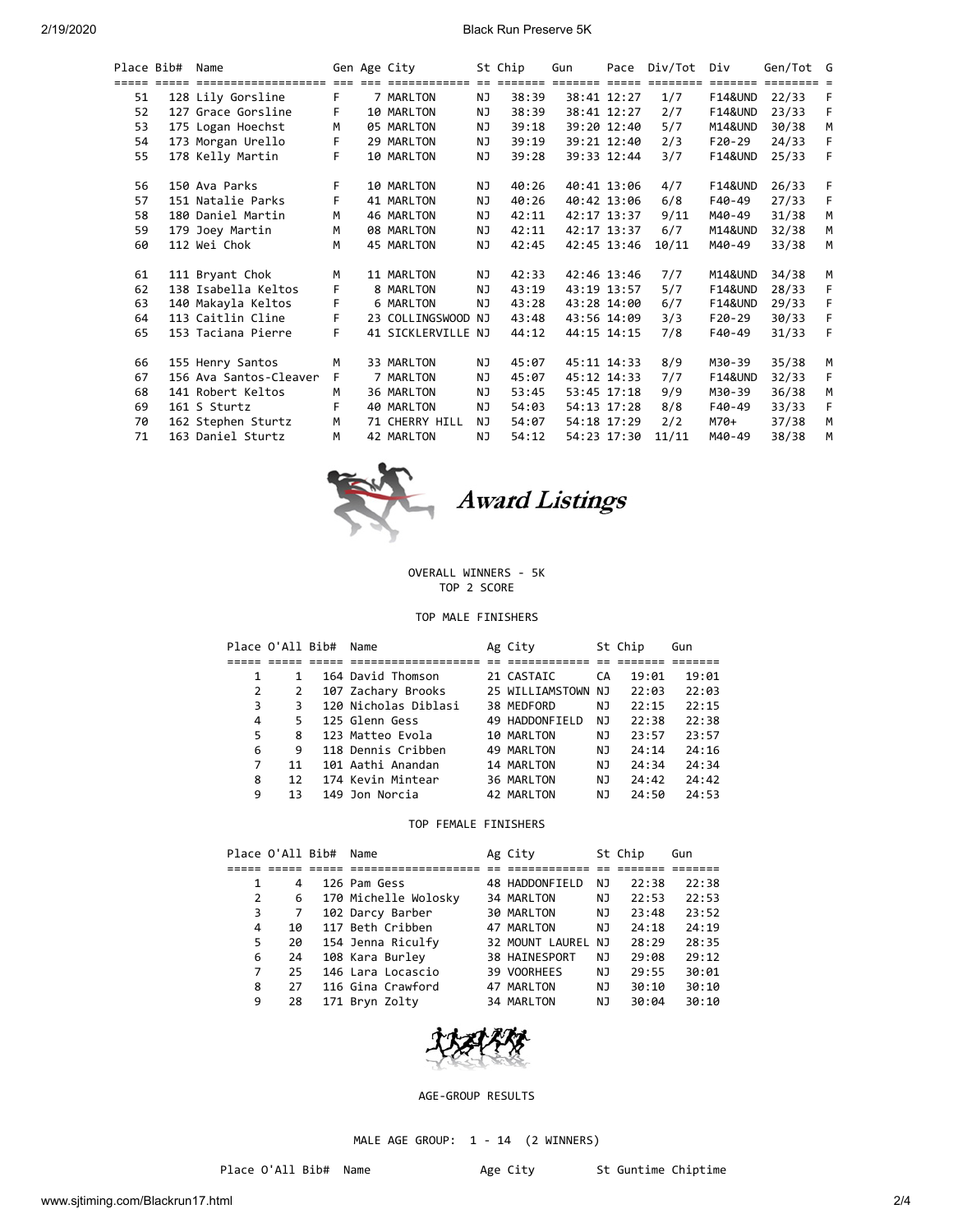| Place | Bib# | Name | Gen | Age | City | St | Chip | Gun | Pace | Div/Tot | Div | Gen/Tot | G |
|---|---|---|---|---|---|---|---|---|---|---|---|---|---|
| 51 | 128 | Lily Gorsline | F | 7 | MARLTON | NJ | 38:39 | 38:41 | 12:27 | 1/7 | F14&UND | 22/33 | F |
| 52 | 127 | Grace Gorsline | F | 10 | MARLTON | NJ | 38:39 | 38:41 | 12:27 | 2/7 | F14&UND | 23/33 | F |
| 53 | 175 | Logan Hoechst | M | 05 | MARLTON | NJ | 39:18 | 39:20 | 12:40 | 5/7 | M14&UND | 30/38 | M |
| 54 | 173 | Morgan Urello | F | 29 | MARLTON | NJ | 39:19 | 39:21 | 12:40 | 2/3 | F20-29 | 24/33 | F |
| 55 | 178 | Kelly Martin | F | 10 | MARLTON | NJ | 39:28 | 39:33 | 12:44 | 3/7 | F14&UND | 25/33 | F |
| 56 | 150 | Ava Parks | F | 10 | MARLTON | NJ | 40:26 | 40:41 | 13:06 | 4/7 | F14&UND | 26/33 | F |
| 57 | 151 | Natalie Parks | F | 41 | MARLTON | NJ | 40:26 | 40:42 | 13:06 | 6/8 | F40-49 | 27/33 | F |
| 58 | 180 | Daniel Martin | M | 46 | MARLTON | NJ | 42:11 | 42:17 | 13:37 | 9/11 | M40-49 | 31/38 | M |
| 59 | 179 | Joey Martin | M | 08 | MARLTON | NJ | 42:11 | 42:17 | 13:37 | 6/7 | M14&UND | 32/38 | M |
| 60 | 112 | Wei Chok | M | 45 | MARLTON | NJ | 42:45 | 42:45 | 13:46 | 10/11 | M40-49 | 33/38 | M |
| 61 | 111 | Bryant Chok | M | 11 | MARLTON | NJ | 42:33 | 42:46 | 13:46 | 7/7 | M14&UND | 34/38 | M |
| 62 | 138 | Isabella Keltos | F | 8 | MARLTON | NJ | 43:19 | 43:19 | 13:57 | 5/7 | F14&UND | 28/33 | F |
| 63 | 140 | Makayla Keltos | F | 6 | MARLTON | NJ | 43:28 | 43:28 | 14:00 | 6/7 | F14&UND | 29/33 | F |
| 64 | 113 | Caitlin Cline | F | 23 | COLLINGSWOOD | NJ | 43:48 | 43:56 | 14:09 | 3/3 | F20-29 | 30/33 | F |
| 65 | 153 | Taciana Pierre | F | 41 | SICKLERVILLE | NJ | 44:12 | 44:15 | 14:15 | 7/8 | F40-49 | 31/33 | F |
| 66 | 155 | Henry Santos | M | 33 | MARLTON | NJ | 45:07 | 45:11 | 14:33 | 8/9 | M30-39 | 35/38 | M |
| 67 | 156 | Ava Santos-Cleaver | F | 7 | MARLTON | NJ | 45:07 | 45:12 | 14:33 | 7/7 | F14&UND | 32/33 | F |
| 68 | 141 | Robert Keltos | M | 36 | MARLTON | NJ | 53:45 | 53:45 | 17:18 | 9/9 | M30-39 | 36/38 | M |
| 69 | 161 | S Sturtz | F | 40 | MARLTON | NJ | 54:03 | 54:13 | 17:28 | 8/8 | F40-49 | 33/33 | F |
| 70 | 162 | Stephen Sturtz | M | 71 | CHERRY HILL | NJ | 54:07 | 54:18 | 17:29 | 2/2 | M70+ | 37/38 | M |
| 71 | 163 | Daniel Sturtz | M | 42 | MARLTON | NJ | 54:12 | 54:23 | 17:30 | 11/11 | M40-49 | 38/38 | M |

## Award Listings

OVERALL WINNERS - 5K
TOP 2 SCORE

### TOP MALE FINISHERS

| Place | O'All | Bib# | Name | Ag | City | St | Chip | Gun |
|---|---|---|---|---|---|---|---|---|
| 1 | 1 | 164 | David Thomson | 21 | CASTAIC | CA | 19:01 | 19:01 |
| 2 | 2 | 107 | Zachary Brooks | 25 | WILLIAMSTOWN | NJ | 22:03 | 22:03 |
| 3 | 3 | 120 | Nicholas Diblasi | 38 | MEDFORD | NJ | 22:15 | 22:15 |
| 4 | 5 | 125 | Glenn Gess | 49 | HADDONFIELD | NJ | 22:38 | 22:38 |
| 5 | 8 | 123 | Matteo Evola | 10 | MARLTON | NJ | 23:57 | 23:57 |
| 6 | 9 | 118 | Dennis Cribben | 49 | MARLTON | NJ | 24:14 | 24:16 |
| 7 | 11 | 101 | Aathi Anandan | 14 | MARLTON | NJ | 24:34 | 24:34 |
| 8 | 12 | 174 | Kevin Mintear | 36 | MARLTON | NJ | 24:42 | 24:42 |
| 9 | 13 | 149 | Jon Norcia | 42 | MARLTON | NJ | 24:50 | 24:53 |

### TOP FEMALE FINISHERS

| Place | O'All | Bib# | Name | Ag | City | St | Chip | Gun |
|---|---|---|---|---|---|---|---|---|
| 1 | 4 | 126 | Pam Gess | 48 | HADDONFIELD | NJ | 22:38 | 22:38 |
| 2 | 6 | 170 | Michelle Wolosky | 34 | MARLTON | NJ | 22:53 | 22:53 |
| 3 | 7 | 102 | Darcy Barber | 30 | MARLTON | NJ | 23:48 | 23:52 |
| 4 | 10 | 117 | Beth Cribben | 47 | MARLTON | NJ | 24:18 | 24:19 |
| 5 | 20 | 154 | Jenna Riculfy | 32 | MOUNT LAUREL | NJ | 28:29 | 28:35 |
| 6 | 24 | 108 | Kara Burley | 38 | HAINESPORT | NJ | 29:08 | 29:12 |
| 7 | 25 | 146 | Lara Locascio | 39 | VOORHEES | NJ | 29:55 | 30:01 |
| 8 | 27 | 116 | Gina Crawford | 47 | MARLTON | NJ | 30:10 | 30:10 |
| 9 | 28 | 171 | Bryn Zolty | 34 | MARLTON | NJ | 30:04 | 30:10 |

## AGE-GROUP RESULTS

MALE AGE GROUP: 1 - 14 (2 WINNERS)

| Place | O'All | Bib# | Name | Age | City | St | Guntime | Chiptime |
|---|---|---|---|---|---|---|---|---|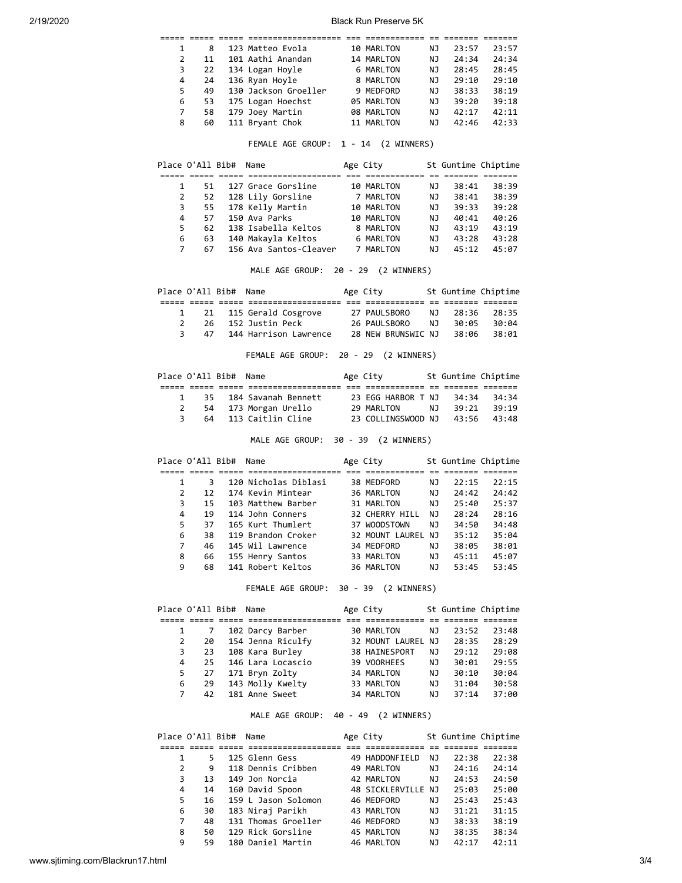| Place | O'All | Bib# | Name | Age | City | St | Guntime | Chiptime |
|---|---|---|---|---|---|---|---|---|
| 1 | 8 | 123 | Matteo Evola | 10 | MARLTON | NJ | 23:57 | 23:57 |
| 2 | 11 | 101 | Aathi Anandan | 14 | MARLTON | NJ | 24:34 | 24:34 |
| 3 | 22 | 134 | Logan Hoyle | 6 | MARLTON | NJ | 28:45 | 28:45 |
| 4 | 24 | 136 | Ryan Hoyle | 8 | MARLTON | NJ | 29:10 | 29:10 |
| 5 | 49 | 130 | Jackson Groeller | 9 | MEDFORD | NJ | 38:33 | 38:19 |
| 6 | 53 | 175 | Logan Hoechst | 05 | MARLTON | NJ | 39:20 | 39:18 |
| 7 | 58 | 179 | Joey Martin | 08 | MARLTON | NJ | 42:17 | 42:11 |
| 8 | 60 | 111 | Bryant Chok | 11 | MARLTON | NJ | 42:46 | 42:33 |

FEMALE AGE GROUP: 1 - 14 (2 WINNERS)

| Place | O'All | Bib# | Name | Age | City | St | Guntime | Chiptime |
|---|---|---|---|---|---|---|---|---|
| 1 | 51 | 127 | Grace Gorsline | 10 | MARLTON | NJ | 38:41 | 38:39 |
| 2 | 52 | 128 | Lily Gorsline | 7 | MARLTON | NJ | 38:41 | 38:39 |
| 3 | 55 | 178 | Kelly Martin | 10 | MARLTON | NJ | 39:33 | 39:28 |
| 4 | 57 | 150 | Ava Parks | 10 | MARLTON | NJ | 40:41 | 40:26 |
| 5 | 62 | 138 | Isabella Keltos | 8 | MARLTON | NJ | 43:19 | 43:19 |
| 6 | 63 | 140 | Makayla Keltos | 6 | MARLTON | NJ | 43:28 | 43:28 |
| 7 | 67 | 156 | Ava Santos-Cleaver | 7 | MARLTON | NJ | 45:12 | 45:07 |

MALE AGE GROUP: 20 - 29 (2 WINNERS)

| Place | O'All | Bib# | Name | Age | City | St | Guntime | Chiptime |
|---|---|---|---|---|---|---|---|---|
| 1 | 21 | 115 | Gerald Cosgrove | 27 | PAULSBORO | NJ | 28:36 | 28:35 |
| 2 | 26 | 152 | Justin Peck | 26 | PAULSBORO | NJ | 30:05 | 30:04 |
| 3 | 47 | 144 | Harrison Lawrence | 28 | NEW BRUNSWIC | NJ | 38:06 | 38:01 |

FEMALE AGE GROUP: 20 - 29 (2 WINNERS)

| Place | O'All | Bib# | Name | Age | City | St | Guntime | Chiptime |
|---|---|---|---|---|---|---|---|---|
| 1 | 35 | 184 | Savanah Bennett | 23 | EGG HARBOR T | NJ | 34:34 | 34:34 |
| 2 | 54 | 173 | Morgan Urello | 29 | MARLTON | NJ | 39:21 | 39:19 |
| 3 | 64 | 113 | Caitlin Cline | 23 | COLLINGSWOOD | NJ | 43:56 | 43:48 |

MALE AGE GROUP: 30 - 39 (2 WINNERS)

| Place | O'All | Bib# | Name | Age | City | St | Guntime | Chiptime |
|---|---|---|---|---|---|---|---|---|
| 1 | 3 | 120 | Nicholas Diblasi | 38 | MEDFORD | NJ | 22:15 | 22:15 |
| 2 | 12 | 174 | Kevin Mintear | 36 | MARLTON | NJ | 24:42 | 24:42 |
| 3 | 15 | 103 | Matthew Barber | 31 | MARLTON | NJ | 25:40 | 25:37 |
| 4 | 19 | 114 | John Conners | 32 | CHERRY HILL | NJ | 28:24 | 28:16 |
| 5 | 37 | 165 | Kurt Thumlert | 37 | WOODSTOWN | NJ | 34:50 | 34:48 |
| 6 | 38 | 119 | Brandon Croker | 32 | MOUNT LAUREL | NJ | 35:12 | 35:04 |
| 7 | 46 | 145 | Wil Lawrence | 34 | MEDFORD | NJ | 38:05 | 38:01 |
| 8 | 66 | 155 | Henry Santos | 33 | MARLTON | NJ | 45:11 | 45:07 |
| 9 | 68 | 141 | Robert Keltos | 36 | MARLTON | NJ | 53:45 | 53:45 |

FEMALE AGE GROUP: 30 - 39 (2 WINNERS)

| Place | O'All | Bib# | Name | Age | City | St | Guntime | Chiptime |
|---|---|---|---|---|---|---|---|---|
| 1 | 7 | 102 | Darcy Barber | 30 | MARLTON | NJ | 23:52 | 23:48 |
| 2 | 20 | 154 | Jenna Riculfy | 32 | MOUNT LAUREL | NJ | 28:35 | 28:29 |
| 3 | 23 | 108 | Kara Burley | 38 | HAINESPORT | NJ | 29:12 | 29:08 |
| 4 | 25 | 146 | Lara Locascio | 39 | VOORHEES | NJ | 30:01 | 29:55 |
| 5 | 27 | 171 | Bryn Zolty | 34 | MARLTON | NJ | 30:10 | 30:04 |
| 6 | 29 | 143 | Molly Kwelty | 33 | MARLTON | NJ | 31:04 | 30:58 |
| 7 | 42 | 181 | Anne Sweet | 34 | MARLTON | NJ | 37:14 | 37:00 |

MALE AGE GROUP: 40 - 49 (2 WINNERS)

| Place | O'All | Bib# | Name | Age | City | St | Guntime | Chiptime |
|---|---|---|---|---|---|---|---|---|
| 1 | 5 | 125 | Glenn Gess | 49 | HADDONFIELD | NJ | 22:38 | 22:38 |
| 2 | 9 | 118 | Dennis Cribben | 49 | MARLTON | NJ | 24:16 | 24:14 |
| 3 | 13 | 149 | Jon Norcia | 42 | MARLTON | NJ | 24:53 | 24:50 |
| 4 | 14 | 160 | David Spoon | 48 | SICKLERVILLE | NJ | 25:03 | 25:00 |
| 5 | 16 | 159 | L Jason Solomon | 46 | MEDFORD | NJ | 25:43 | 25:43 |
| 6 | 30 | 183 | Niraj Parikh | 43 | MARLTON | NJ | 31:21 | 31:15 |
| 7 | 48 | 131 | Thomas Groeller | 46 | MEDFORD | NJ | 38:33 | 38:19 |
| 8 | 50 | 129 | Rick Gorsline | 45 | MARLTON | NJ | 38:35 | 38:34 |
| 9 | 59 | 180 | Daniel Martin | 46 | MARLTON | NJ | 42:17 | 42:11 |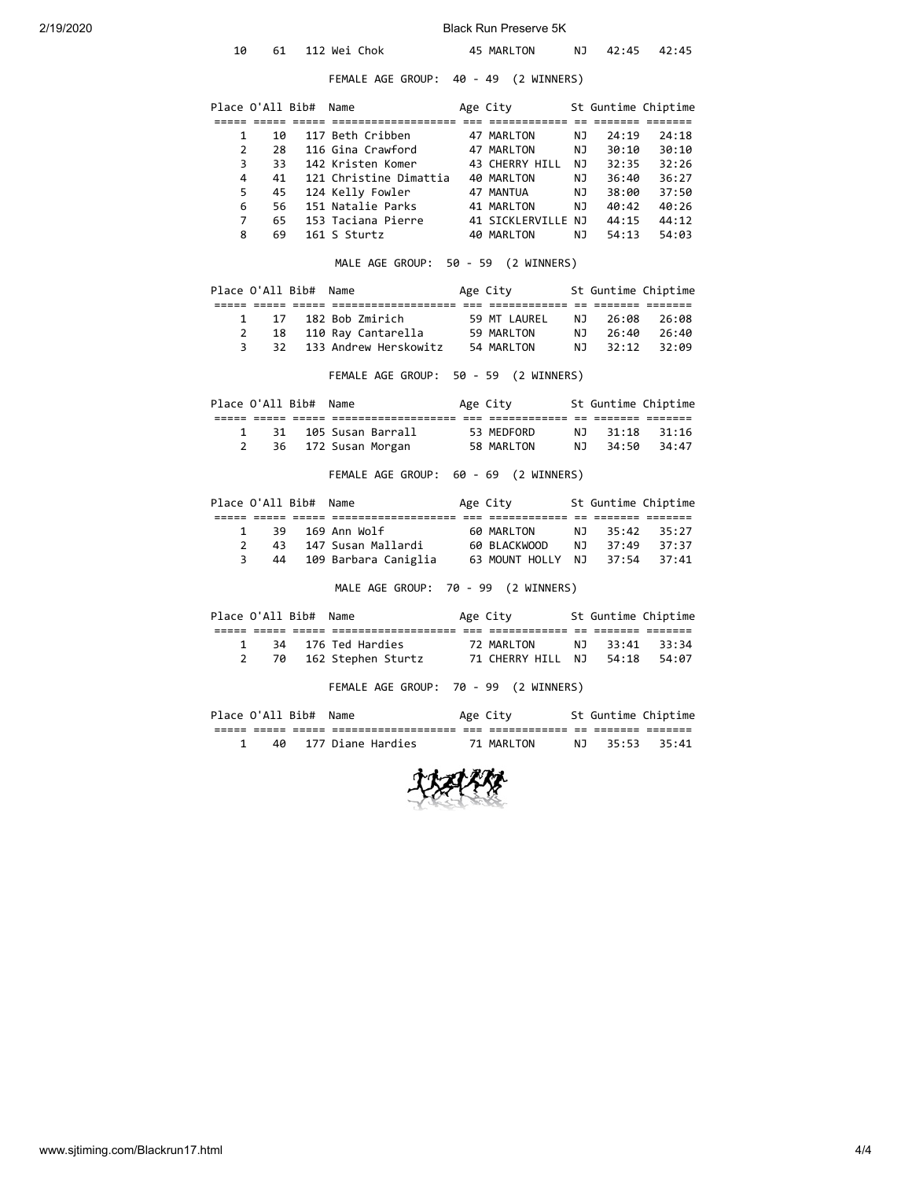| | | | | | | | | |
|---|---|---|---|---|---|---|---|---|
| 10 | 61 | 112 | Wei Chok | 45 | MARLTON | NJ | 42:45 | 42:45 |

FEMALE AGE GROUP: 40 - 49 (2 WINNERS)

| Place | O'All | Bib# | Name | Age | City | St | Guntime | Chiptime |
|---|---|---|---|---|---|---|---|---|
| 1 | 10 | 117 | Beth Cribben | 47 | MARLTON | NJ | 24:19 | 24:18 |
| 2 | 28 | 116 | Gina Crawford | 47 | MARLTON | NJ | 30:10 | 30:10 |
| 3 | 33 | 142 | Kristen Komer | 43 | CHERRY HILL | NJ | 32:35 | 32:26 |
| 4 | 41 | 121 | Christine Dimattia | 40 | MARLTON | NJ | 36:40 | 36:27 |
| 5 | 45 | 124 | Kelly Fowler | 47 | MANTUA | NJ | 38:00 | 37:50 |
| 6 | 56 | 151 | Natalie Parks | 41 | MARLTON | NJ | 40:42 | 40:26 |
| 7 | 65 | 153 | Taciana Pierre | 41 | SICKLERVILLE | NJ | 44:15 | 44:12 |
| 8 | 69 | 161 | S Sturtz | 40 | MARLTON | NJ | 54:13 | 54:03 |

MALE AGE GROUP: 50 - 59 (2 WINNERS)

| Place | O'All | Bib# | Name | Age | City | St | Guntime | Chiptime |
|---|---|---|---|---|---|---|---|---|
| 1 | 17 | 182 | Bob Zmirich | 59 | MT LAUREL | NJ | 26:08 | 26:08 |
| 2 | 18 | 110 | Ray Cantarella | 59 | MARLTON | NJ | 26:40 | 26:40 |
| 3 | 32 | 133 | Andrew Herskowitz | 54 | MARLTON | NJ | 32:12 | 32:09 |

FEMALE AGE GROUP: 50 - 59 (2 WINNERS)

| Place | O'All | Bib# | Name | Age | City | St | Guntime | Chiptime |
|---|---|---|---|---|---|---|---|---|
| 1 | 31 | 105 | Susan Barrall | 53 | MEDFORD | NJ | 31:18 | 31:16 |
| 2 | 36 | 172 | Susan Morgan | 58 | MARLTON | NJ | 34:50 | 34:47 |

FEMALE AGE GROUP: 60 - 69 (2 WINNERS)

| Place | O'All | Bib# | Name | Age | City | St | Guntime | Chiptime |
|---|---|---|---|---|---|---|---|---|
| 1 | 39 | 169 | Ann Wolf | 60 | MARLTON | NJ | 35:42 | 35:27 |
| 2 | 43 | 147 | Susan Mallardi | 60 | BLACKWOOD | NJ | 37:49 | 37:37 |
| 3 | 44 | 109 | Barbara Caniglia | 63 | MOUNT HOLLY | NJ | 37:54 | 37:41 |

MALE AGE GROUP: 70 - 99 (2 WINNERS)

| Place | O'All | Bib# | Name | Age | City | St | Guntime | Chiptime |
|---|---|---|---|---|---|---|---|---|
| 1 | 34 | 176 | Ted Hardies | 72 | MARLTON | NJ | 33:41 | 33:34 |
| 2 | 70 | 162 | Stephen Sturtz | 71 | CHERRY HILL | NJ | 54:18 | 54:07 |

FEMALE AGE GROUP: 70 - 99 (2 WINNERS)

| Place | O'All | Bib# | Name | Age | City | St | Guntime | Chiptime |
|---|---|---|---|---|---|---|---|---|
| 1 | 40 | 177 | Diane Hardies | 71 | MARLTON | NJ | 35:53 | 35:41 |